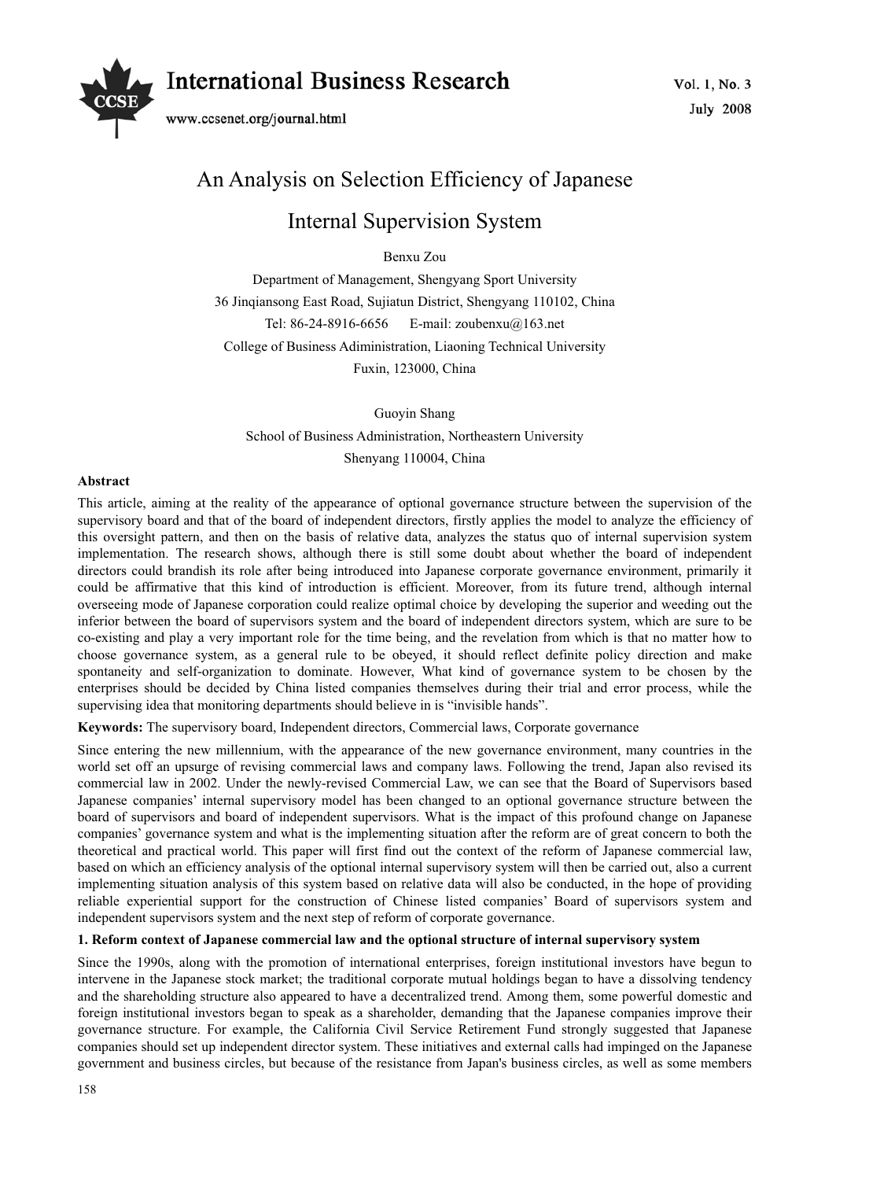# An Analysis on Selection Efficiency of Japanese Internal Supervision System

Benxu Zou

Department of Management, Shengyang Sport University

36 Jinqiansong East Road, Sujiatun District, Shengyang 110102, China

Tel: 86-24-8916-6656 E-mail: zoubenxu@163.net

College of Business Adiministration, Liaoning Technical University

Fuxin, 123000, China

Guoyin Shang

School of Business Administration, Northeastern University

Shenyang 110004, China

**Abstract**

This article, aiming at the reality of the appearance of optional governance structure between the supervision of the supervisory board and that of the board of independent directors, firstly applies the model to analyze the efficiency of this oversight pattern, and then on the basis of relative data, analyzes the status quo of internal supervision system implementation. The research shows, although there is still some doubt about whether the board of independent directors could brandish its role after being introduced into Japanese corporate governance environment, primarily it could be affirmative that this kind of introduction is efficient. Moreover, from its future trend, although internal overseeing mode of Japanese corporation could realize optimal choice by developing the superior and weeding out the inferior between the board of supervisors system and the board of independent directors system, which are sure to be co-existing and play a very important role for the time being, and the revelation from which is that no matter how to choose governance system, as a general rule to be obeyed, it should reflect definite policy direction and make spontaneity and self-organization to dominate. However, What kind of governance system to be chosen by the enterprises should be decided by China listed companies themselves during their trial and error process, while the supervising idea that monitoring departments should believe in is "invisible hands".

**Keywords:** The supervisory board, Independent directors, Commercial laws, Corporate governance

Since entering the new millennium, with the appearance of the new governance environment, many countries in the world set off an upsurge of revising commercial laws and company laws. Following the trend, Japan also revised its commercial law in 2002. Under the newly-revised Commercial Law, we can see that the Board of Supervisors based Japanese companies' internal supervisory model has been changed to an optional governance structure between the board of supervisors and board of independent supervisors. What is the impact of this profound change on Japanese companies' governance system and what is the implementing situation after the reform are of great concern to both the theoretical and practical world. This paper will first find out the context of the reform of Japanese commercial law, based on which an efficiency analysis of the optional internal supervisory system will then be carried out, also a current implementing situation analysis of this system based on relative data will also be conducted, in the hope of providing reliable experiential support for the construction of Chinese listed companies' Board of supervisors system and independent supervisors system and the next step of reform of corporate governance.

## 1. Reform context of Japanese commercial law and the optional structure of internal supervisory system

Since the 1990s, along with the promotion of international enterprises, foreign institutional investors have begun to intervene in the Japanese stock market; the traditional corporate mutual holdings began to have a dissolving tendency and the shareholding structure also appeared to have a decentralized trend. Among them, some powerful domestic and foreign institutional investors began to speak as a shareholder, demanding that the Japanese companies improve their governance structure. For example, the California Civil Service Retirement Fund strongly suggested that Japanese companies should set up independent director system. These initiatives and external calls had impinged on the Japanese government and business circles, but because of the resistance from Japan's business circles, as well as some members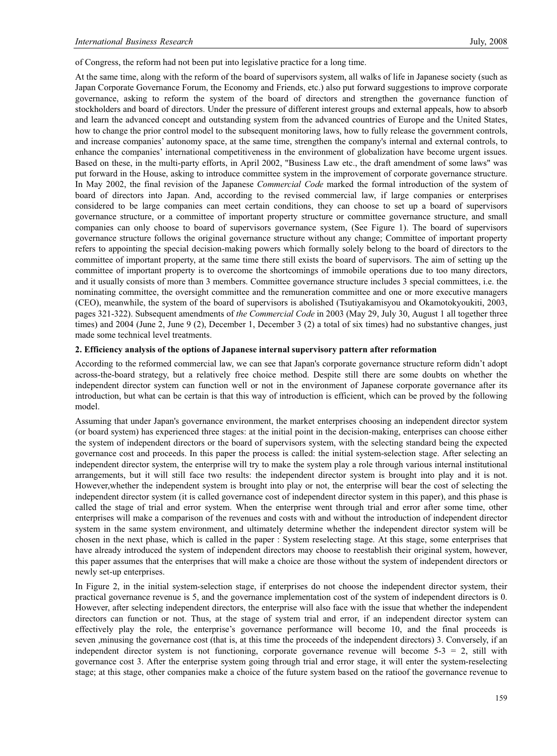of Congress, the reform had not been put into legislative practice for a long time.

At the same time, along with the reform of the board of supervisors system, all walks of life in Japanese society (such as Japan Corporate Governance Forum, the Economy and Friends, etc.) also put forward suggestions to improve corporate governance, asking to reform the system of the board of directors and strengthen the governance function of stockholders and board of directors. Under the pressure of different interest groups and external appeals, how to absorb and learn the advanced concept and outstanding system from the advanced countries of Europe and the United States, how to change the prior control model to the subsequent monitoring laws, how to fully release the government controls, and increase companies' autonomy space, at the same time, strengthen the company's internal and external controls, to enhance the companies' international competitiveness in the environment of globalization have become urgent issues. Based on these, in the multi-party efforts, in April 2002, "Business Law etc., the draft amendment of some laws" was put forward in the House, asking to introduce committee system in the improvement of corporate governance structure. In May 2002, the final revision of the Japanese *Commercial Code* marked the formal introduction of the system of board of directors into Japan. And, according to the revised commercial law, if large companies or enterprises considered to be large companies can meet certain conditions, they can choose to set up a board of supervisors governance structure, or a committee of important property structure or committee governance structure, and small companies can only choose to board of supervisors governance system, (See Figure 1). The board of supervisors governance structure follows the original governance structure without any change; Committee of important property refers to appointing the special decision-making powers which formally solely belong to the board of directors to the committee of important property, at the same time there still exists the board of supervisors. The aim of setting up the committee of important property is to overcome the shortcomings of immobile operations due to too many directors, and it usually consists of more than 3 members. Committee governance structure includes 3 special committees, i.e. the nominating committee, the oversight committee and the remuneration committee and one or more executive managers (CEO), meanwhile, the system of the board of supervisors is abolished (Tsutiyakamisyou and Okamotokyoukiti, 2003, pages 321-322). Subsequent amendments of *the Commercial Code* in 2003 (May 29, July 30, August 1 all together three times) and 2004 (June 2, June 9 (2), December 1, December 3 (2) a total of six times) had no substantive changes, just made some technical level treatments.

## 2. Efficiency analysis of the options of Japanese internal supervisory pattern after reformation

According to the reformed commercial law, we can see that Japan's corporate governance structure reform didn't adopt across-the-board strategy, but a relatively free choice method. Despite still there are some doubts on whether the independent director system can function well or not in the environment of Japanese corporate governance after its introduction, but what can be certain is that this way of introduction is efficient, which can be proved by the following model.

Assuming that under Japan's governance environment, the market enterprises choosing an independent director system (or board system) has experienced three stages: at the initial point in the decision-making, enterprises can choose either the system of independent directors or the board of supervisors system, with the selecting standard being the expected governance cost and proceeds. In this paper the process is called: the initial system-selection stage. After selecting an independent director system, the enterprise will try to make the system play a role through various internal institutional arrangements, but it will still face two results: the independent director system is brought into play and it is not. However,whether the independent system is brought into play or not, the enterprise will bear the cost of selecting the independent director system (it is called governance cost of independent director system in this paper), and this phase is called the stage of trial and error system. When the enterprise went through trial and error after some time, other enterprises will make a comparison of the revenues and costs with and without the introduction of independent director system in the same system environment, and ultimately determine whether the independent director system will be chosen in the next phase, which is called in the paper : System reselecting stage. At this stage, some enterprises that have already introduced the system of independent directors may choose to reestablish their original system, however, this paper assumes that the enterprises that will make a choice are those without the system of independent directors or newly set-up enterprises.

In Figure 2, in the initial system-selection stage, if enterprises do not choose the independent director system, their practical governance revenue is 5, and the governance implementation cost of the system of independent directors is 0. However, after selecting independent directors, the enterprise will also face with the issue that whether the independent directors can function or not. Thus, at the stage of system trial and error, if an independent director system can effectively play the role, the enterprise's governance performance will become 10, and the final proceeds is seven ,minusing the governance cost (that is, at this time the proceeds of the independent directors) 3. Conversely, if an independent director system is not functioning, corporate governance revenue will become $5-3 = 2$, still with governance cost 3. After the enterprise system going through trial and error stage, it will enter the system-reselecting stage; at this stage, other companies make a choice of the future system based on the ratioof the governance revenue to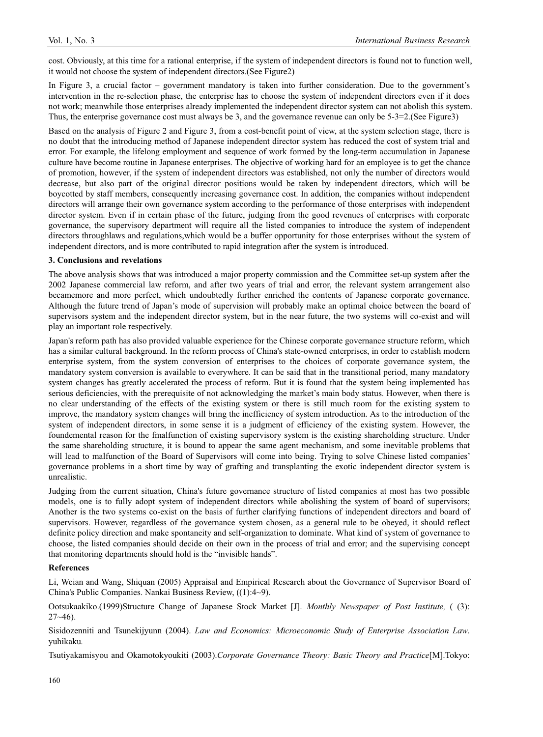cost. Obviously, at this time for a rational enterprise, if the system of independent directors is found not to function well, it would not choose the system of independent directors.(See Figure2)

In Figure 3, a crucial factor – government mandatory is taken into further consideration. Due to the government's intervention in the re-selection phase, the enterprise has to choose the system of independent directors even if it does not work; meanwhile those enterprises already implemented the independent director system can not abolish this system. Thus, the enterprise governance cost must always be 3, and the governance revenue can only be 5-3=2.(See Figure3)

Based on the analysis of Figure 2 and Figure 3, from a cost-benefit point of view, at the system selection stage, there is no doubt that the introducing method of Japanese independent director system has reduced the cost of system trial and error. For example, the lifelong employment and sequence of work formed by the long-term accumulation in Japanese culture have become routine in Japanese enterprises. The objective of working hard for an employee is to get the chance of promotion, however, if the system of independent directors was established, not only the number of directors would decrease, but also part of the original director positions would be taken by independent directors, which will be boycotted by staff members, consequently increasing governance cost. In addition, the companies without independent directors will arrange their own governance system according to the performance of those enterprises with independent director system. Even if in certain phase of the future, judging from the good revenues of enterprises with corporate governance, the supervisory department will require all the listed companies to introduce the system of independent directors throughlaws and regulations,which would be a buffer opportunity for those enterprises without the system of independent directors, and is more contributed to rapid integration after the system is introduced.

### 3. Conclusions and revelations

The above analysis shows that was introduced a major property commission and the Committee set-up system after the 2002 Japanese commercial law reform, and after two years of trial and error, the relevant system arrangement also becamemore and more perfect, which undoubtedly further enriched the contents of Japanese corporate governance. Although the future trend of Japan's mode of supervision will probably make an optimal choice between the board of supervisors system and the independent director system, but in the near future, the two systems will co-exist and will play an important role respectively.

Japan's reform path has also provided valuable experience for the Chinese corporate governance structure reform, which has a similar cultural background. In the reform process of China's state-owned enterprises, in order to establish modern enterprise system, from the system conversion of enterprises to the choices of corporate governance system, the mandatory system conversion is available to everywhere. It can be said that in the transitional period, many mandatory system changes has greatly accelerated the process of reform. But it is found that the system being implemented has serious deficiencies, with the prerequisite of not acknowledging the market's main body status. However, when there is no clear understanding of the effects of the existing system or there is still much room for the existing system to improve, the mandatory system changes will bring the inefficiency of system introduction. As to the introduction of the system of independent directors, in some sense it is a judgment of efficiency of the existing system. However, the foundemental reason for the fmalfunction of existing supervisory system is the existing shareholding structure. Under the same shareholding structure, it is bound to appear the same agent mechanism, and some inevitable problems that will lead to malfunction of the Board of Supervisors will come into being. Trying to solve Chinese listed companies' governance problems in a short time by way of grafting and transplanting the exotic independent director system is unrealistic.

Judging from the current situation, China's future governance structure of listed companies at most has two possible models, one is to fully adopt system of independent directors while abolishing the system of board of supervisors; Another is the two systems co-exist on the basis of further clarifying functions of independent directors and board of supervisors. However, regardless of the governance system chosen, as a general rule to be obeyed, it should reflect definite policy direction and make spontaneity and self-organization to dominate. What kind of system of governance to choose, the listed companies should decide on their own in the process of trial and error; and the supervising concept that monitoring departments should hold is the "invisible hands".

### References

Li, Weian and Wang, Shiquan (2005) Appraisal and Empirical Research about the Governance of Supervisor Board of China's Public Companies. Nankai Business Review, ((1):4~9).

Ootsukaakiko.(1999)Structure Change of Japanese Stock Market [J]. *Monthly Newspaper of Post Institute,* ( (3): 27~46).

Sisidozenniti and Tsunekijyunn (2004). *Law and Economics: Microeconomic Study of Enterprise Association Law*. yuhikaku*.*

Tsutiyakamisyou and Okamotokyoukiti (2003).*Corporate Governance Theory: Basic Theory and Practice*[M].Tokyo: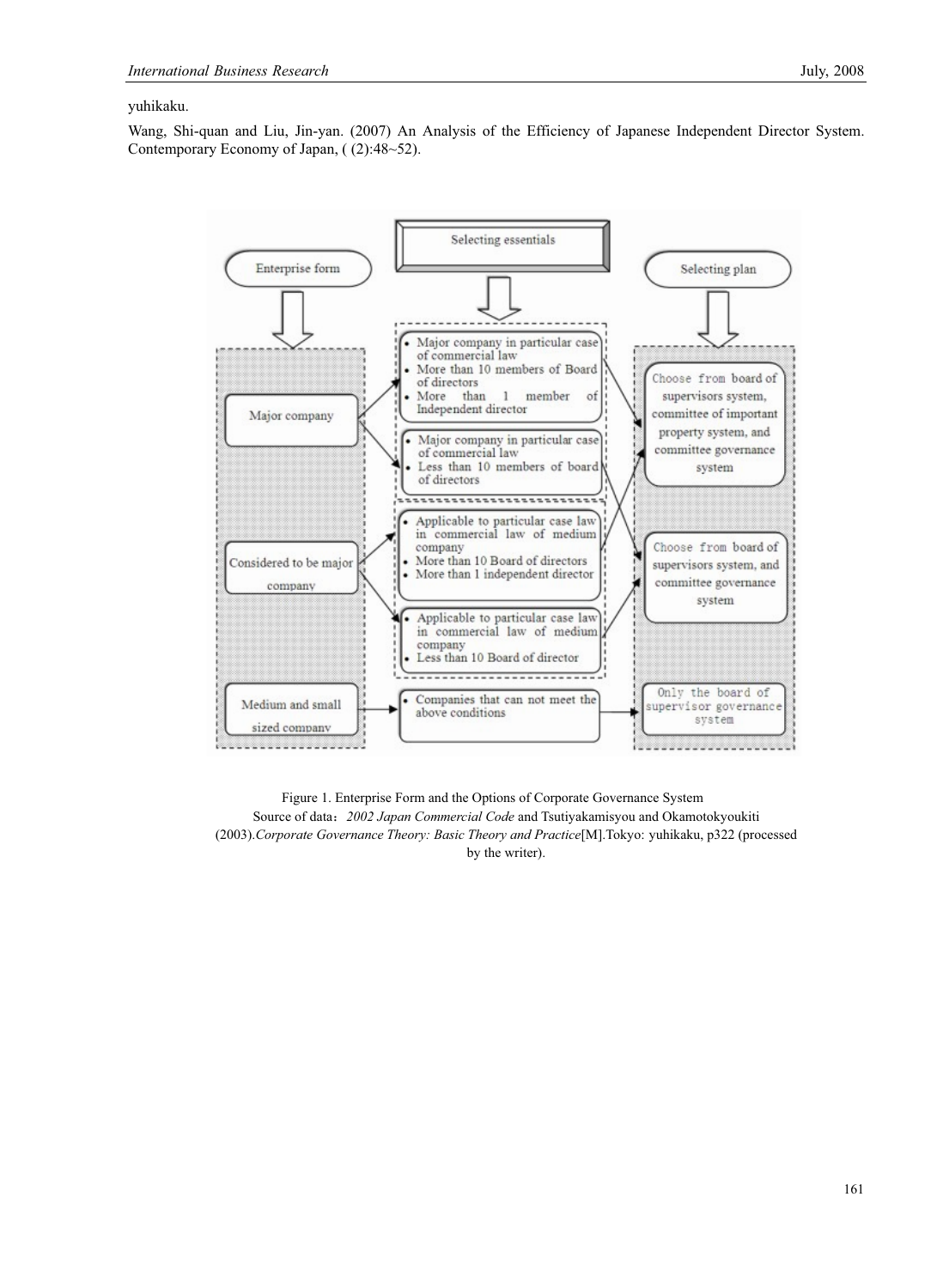yuhikaku.

Wang, Shi-quan and Liu, Jin-yan. (2007) An Analysis of the Efficiency of Japanese Independent Director System. Contemporary Economy of Japan, ( (2):48~52).

**Enterprise form**

- Major company
- Considered to be major company
- Medium and small sized company

**Selecting essentials**

- Major company in particular case of commercial law; More than 10 members of Board of directors; More than 1 member of Independent director
- Major company in particular case of commercial law; Less than 10 members of board of directors
- Applicable to particular case law in commercial law of medium company; More than 10 Board of directors; More than 1 independent director
- Applicable to particular case law in commercial law of medium company; Less than 10 Board of director
- Companies that can not meet the above conditions

**Selecting plan**

- Choose from board of supervisors system, committee of important property system, and committee governance system
- Choose from board of supervisors system, and committee governance system
- Only the board of supervisor governance system

Figure 1. Enterprise Form and the Options of Corporate Governance System

Source of data：*2002 Japan Commercial Code* and Tsutiyakamisyou and Okamotokyoukiti (2003).*Corporate Governance Theory: Basic Theory and Practice*[M].Tokyo: yuhikaku, p322 (processed by the writer).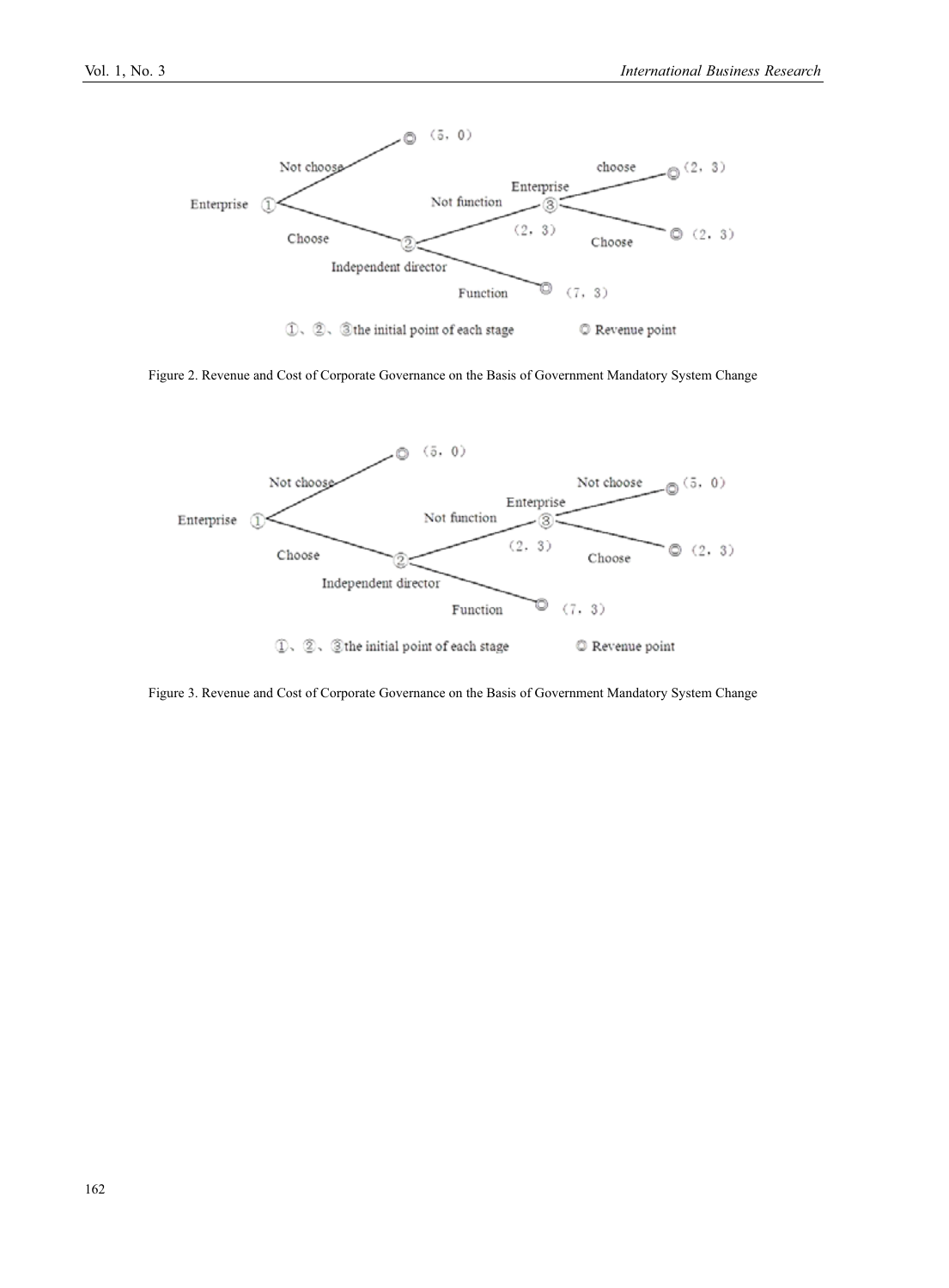Not choose

(5, 0)

Enterprise ①

Choose

②

Independent director

Not function

(2, 3)

Enterprise

③

choose

(2, 3)

Choose

(2, 3)

Function

(7, 3)

①、②、③the initial point of each stage

◎ Revenue point

Figure 2. Revenue and Cost of Corporate Governance on the Basis of Government Mandatory System Change

Not choose

(5, 0)

Enterprise ①

Choose

②

Independent director

Not function

(2, 3)

Enterprise

③

Not choose

(5, 0)

Choose

(2, 3)

Function

(7, 3)

①、②、③the initial point of each stage

◎ Revenue point

Figure 3. Revenue and Cost of Corporate Governance on the Basis of Government Mandatory System Change